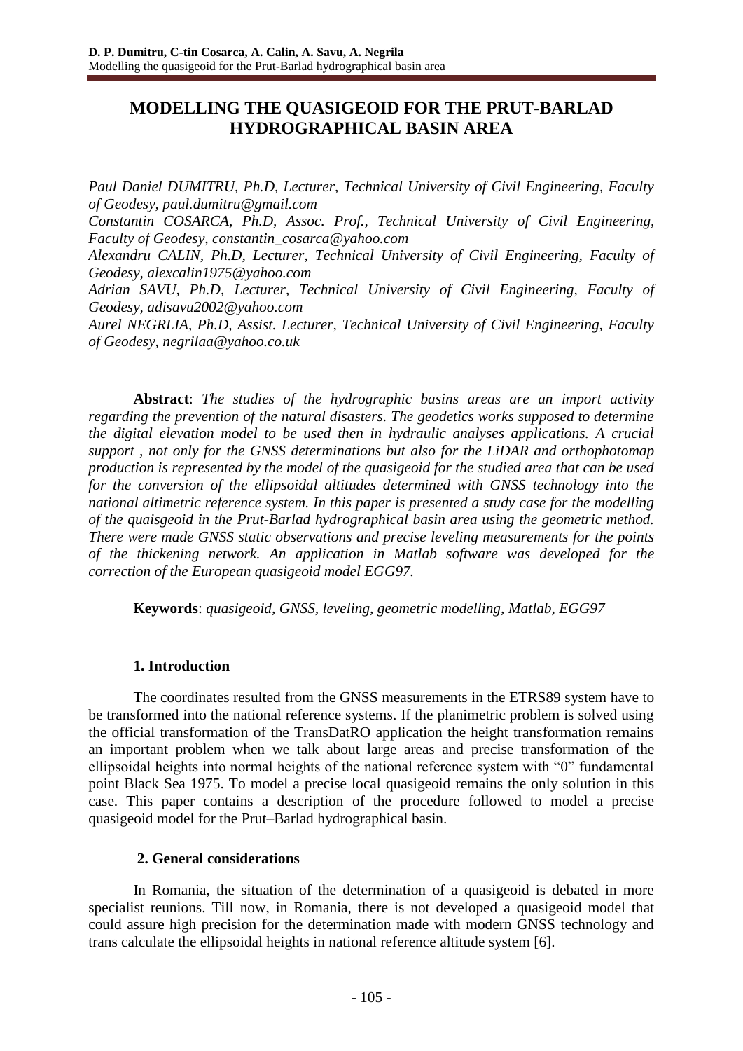# MODELLING THE QUASIGEOID FOR THE PRUT-BARLAD HYDROGRAPHICAL BASIN AREA

*Paul Daniel DUMITRU, Ph.D, Lecturer, Technical University of Civil Engineering, Faculty of Geodesy, paul.dumitru@gmail.com*

*Constantin COSARCA, Ph.D, Assoc. Prof., Technical University of Civil Engineering, Faculty of Geodesy, constantin_cosarca@yahoo.com*

*Alexandru CALIN, Ph.D, Lecturer, Technical University of Civil Engineering, Faculty of Geodesy, alexcalin1975@yahoo.com*

*Adrian SAVU, Ph.D, Lecturer, Technical University of Civil Engineering, Faculty of Geodesy, adisavu2002@yahoo.com*

*Aurel NEGRLIA, Ph.D, Assist. Lecturer, Technical University of Civil Engineering, Faculty of Geodesy, negrilaa@yahoo.co.uk*

**Abstract**: *The studies of the hydrographic basins areas are an import activity regarding the prevention of the natural disasters. The geodetics works supposed to determine the digital elevation model to be used then in hydraulic analyses applications. A crucial support , not only for the GNSS determinations but also for the LiDAR and orthophotomap production is represented by the model of the quasigeoid for the studied area that can be used for the conversion of the ellipsoidal altitudes determined with GNSS technology into the national altimetric reference system. In this paper is presented a study case for the modelling of the quaisgeoid in the Prut-Barlad hydrographical basin area using the geometric method. There were made GNSS static observations and precise leveling measurements for the points of the thickening network. An application in Matlab software was developed for the correction of the European quasigeoid model EGG97.*

**Keywords**: *quasigeoid, GNSS, leveling, geometric modelling, Matlab, EGG97*

## 1. Introduction

The coordinates resulted from the GNSS measurements in the ETRS89 system have to be transformed into the national reference systems. If the planimetric problem is solved using the official transformation of the TransDatRO application the height transformation remains an important problem when we talk about large areas and precise transformation of the ellipsoidal heights into normal heights of the national reference system with "0" fundamental point Black Sea 1975. To model a precise local quasigeoid remains the only solution in this case. This paper contains a description of the procedure followed to model a precise quasigeoid model for the Prut–Barlad hydrographical basin.

## 2. General considerations

In Romania, the situation of the determination of a quasigeoid is debated in more specialist reunions. Till now, in Romania, there is not developed a quasigeoid model that could assure high precision for the determination made with modern GNSS technology and trans calculate the ellipsoidal heights in national reference altitude system [6].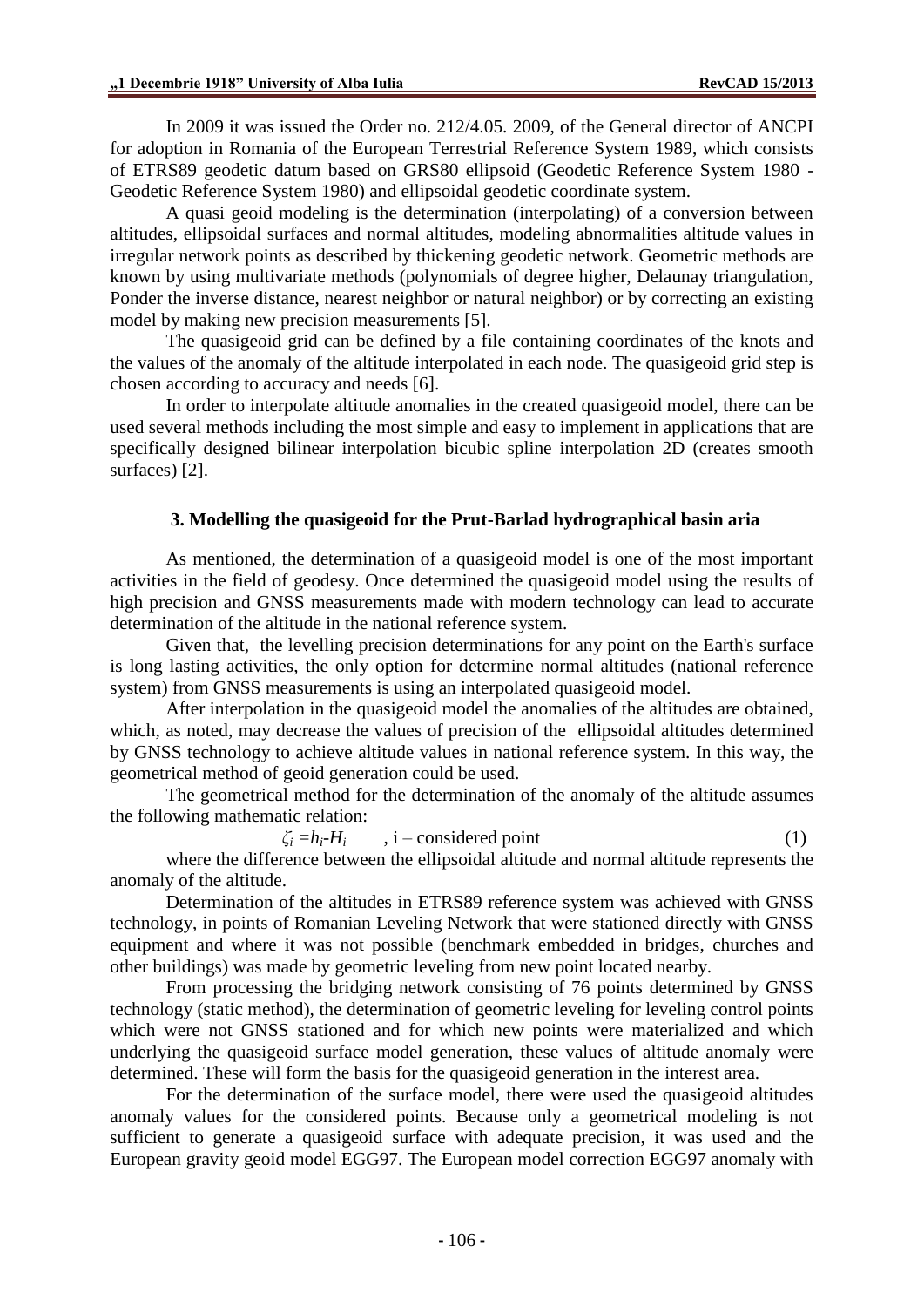In 2009 it was issued the Order no. 212/4.05. 2009, of the General director of ANCPI for adoption in Romania of the European Terrestrial Reference System 1989, which consists of ETRS89 geodetic datum based on GRS80 ellipsoid (Geodetic Reference System 1980 - Geodetic Reference System 1980) and ellipsoidal geodetic coordinate system.

A quasi geoid modeling is the determination (interpolating) of a conversion between altitudes, ellipsoidal surfaces and normal altitudes, modeling abnormalities altitude values in irregular network points as described by thickening geodetic network. Geometric methods are known by using multivariate methods (polynomials of degree higher, Delaunay triangulation, Ponder the inverse distance, nearest neighbor or natural neighbor) or by correcting an existing model by making new precision measurements [5].

The quasigeoid grid can be defined by a file containing coordinates of the knots and the values of the anomaly of the altitude interpolated in each node. The quasigeoid grid step is chosen according to accuracy and needs [6].

In order to interpolate altitude anomalies in the created quasigeoid model, there can be used several methods including the most simple and easy to implement in applications that are specifically designed bilinear interpolation bicubic spline interpolation 2D (creates smooth surfaces) [2].

### 3. Modelling the quasigeoid for the Prut-Barlad hydrographical basin aria

As mentioned, the determination of a quasigeoid model is one of the most important activities in the field of geodesy. Once determined the quasigeoid model using the results of high precision and GNSS measurements made with modern technology can lead to accurate determination of the altitude in the national reference system.

Given that, the levelling precision determinations for any point on the Earth's surface is long lasting activities, the only option for determine normal altitudes (national reference system) from GNSS measurements is using an interpolated quasigeoid model.

After interpolation in the quasigeoid model the anomalies of the altitudes are obtained, which, as noted, may decrease the values of precision of the ellipsoidal altitudes determined by GNSS technology to achieve altitude values in national reference system. In this way, the geometrical method of geoid generation could be used.

The geometrical method for the determination of the anomaly of the altitude assumes the following mathematic relation:

$$\zeta_i = h_i - H_i \quad , \text{ i – considered point} \qquad (1)$$

where the difference between the ellipsoidal altitude and normal altitude represents the anomaly of the altitude.

Determination of the altitudes in ETRS89 reference system was achieved with GNSS technology, in points of Romanian Leveling Network that were stationed directly with GNSS equipment and where it was not possible (benchmark embedded in bridges, churches and other buildings) was made by geometric leveling from new point located nearby.

From processing the bridging network consisting of 76 points determined by GNSS technology (static method), the determination of geometric leveling for leveling control points which were not GNSS stationed and for which new points were materialized and which underlying the quasigeoid surface model generation, these values of altitude anomaly were determined. These will form the basis for the quasigeoid generation in the interest area.

For the determination of the surface model, there were used the quasigeoid altitudes anomaly values for the considered points. Because only a geometrical modeling is not sufficient to generate a quasigeoid surface with adequate precision, it was used and the European gravity geoid model EGG97. The European model correction EGG97 anomaly with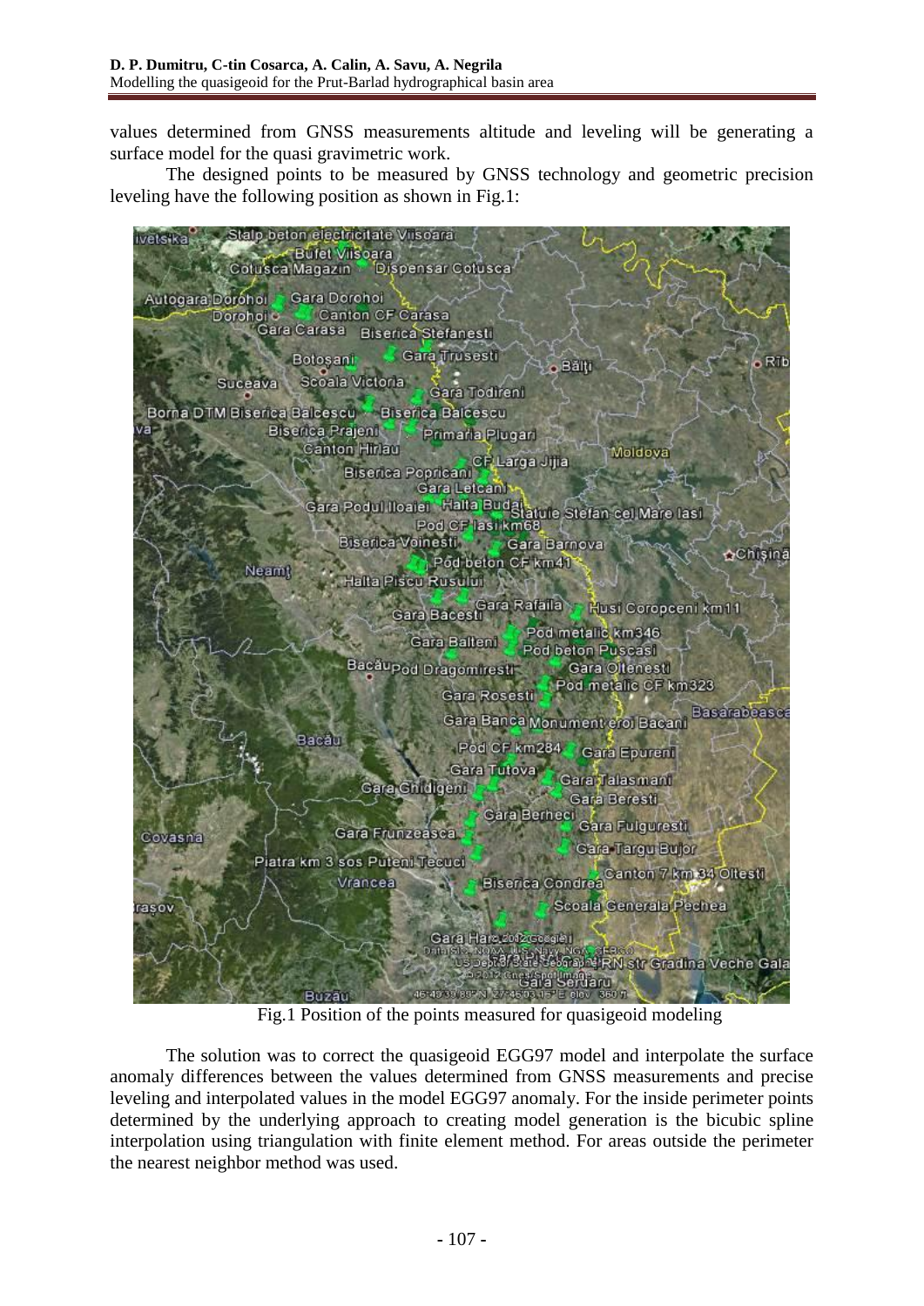values determined from GNSS measurements altitude and leveling will be generating a surface model for the quasi gravimetric work.

The designed points to be measured by GNSS technology and geometric precision leveling have the following position as shown in Fig.1:

Fig.1 Position of the points measured for quasigeoid modeling

The solution was to correct the quasigeoid EGG97 model and interpolate the surface anomaly differences between the values determined from GNSS measurements and precise leveling and interpolated values in the model EGG97 anomaly. For the inside perimeter points determined by the underlying approach to creating model generation is the bicubic spline interpolation using triangulation with finite element method. For areas outside the perimeter the nearest neighbor method was used.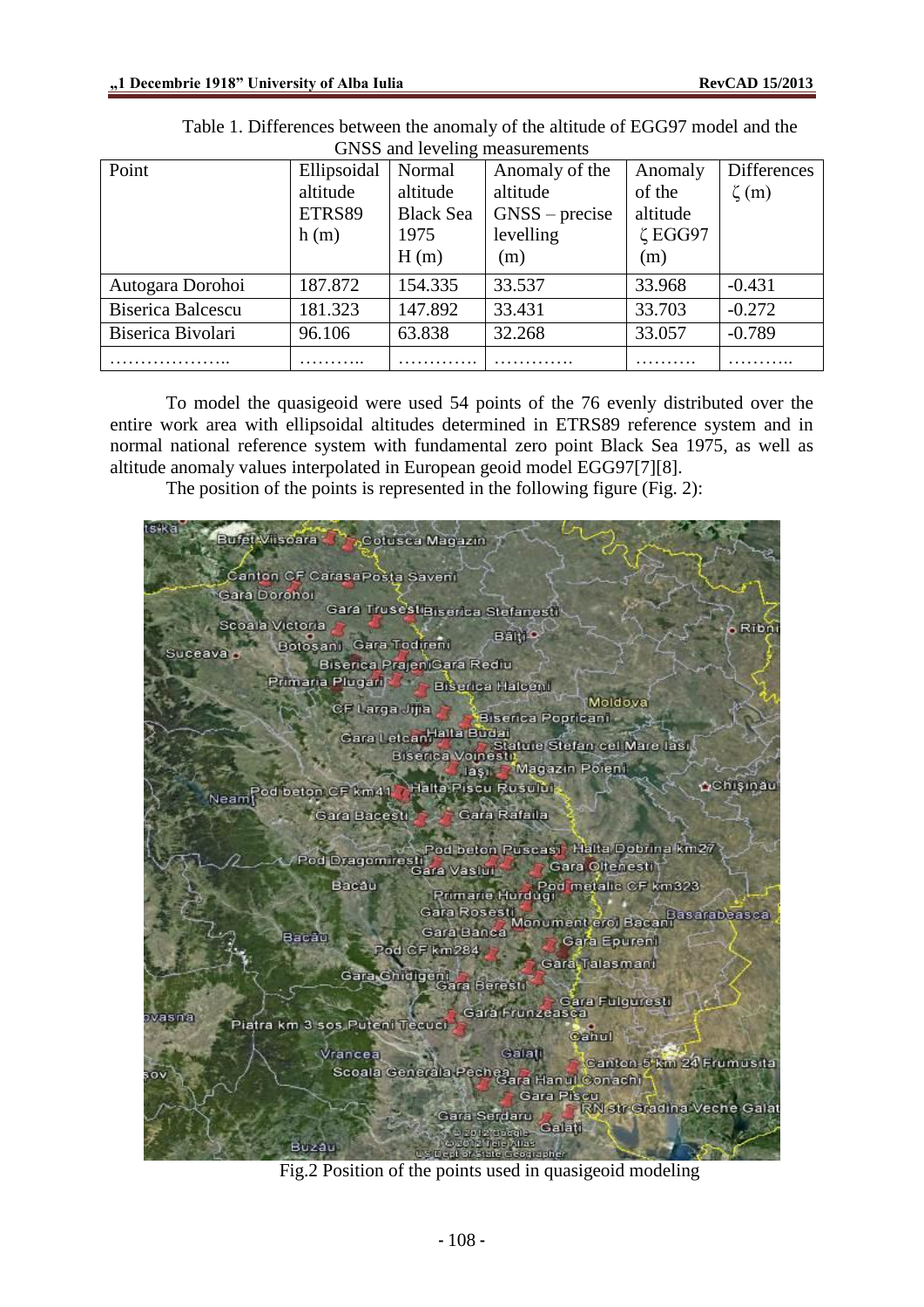Table 1. Differences between the anomaly of the altitude of EGG97 model and the GNSS and leveling measurements

| Point | Ellipsoidal altitude ETRS89 h (m) | Normal altitude Black Sea 1975 H (m) | Anomaly of the altitude GNSS – precise levelling (m) | Anomaly of the altitude $\zeta$ EGG97 (m) | Differences $\zeta$ (m) |
|---|---|---|---|---|---|
| Autogara Dorohoi | 187.872 | 154.335 | 33.537 | 33.968 | -0.431 |
| Biserica Balcescu | 181.323 | 147.892 | 33.431 | 33.703 | -0.272 |
| Biserica Bivolari | 96.106 | 63.838 | 32.268 | 33.057 | -0.789 |
| ……………….. | ……….. | …………. | …………. | ………. | ……….. |

To model the quasigeoid were used 54 points of the 76 evenly distributed over the entire work area with ellipsoidal altitudes determined in ETRS89 reference system and in normal national reference system with fundamental zero point Black Sea 1975, as well as altitude anomaly values interpolated in European geoid model EGG97[7][8].

The position of the points is represented in the following figure (Fig. 2):

Fig.2 Position of the points used in quasigeoid modeling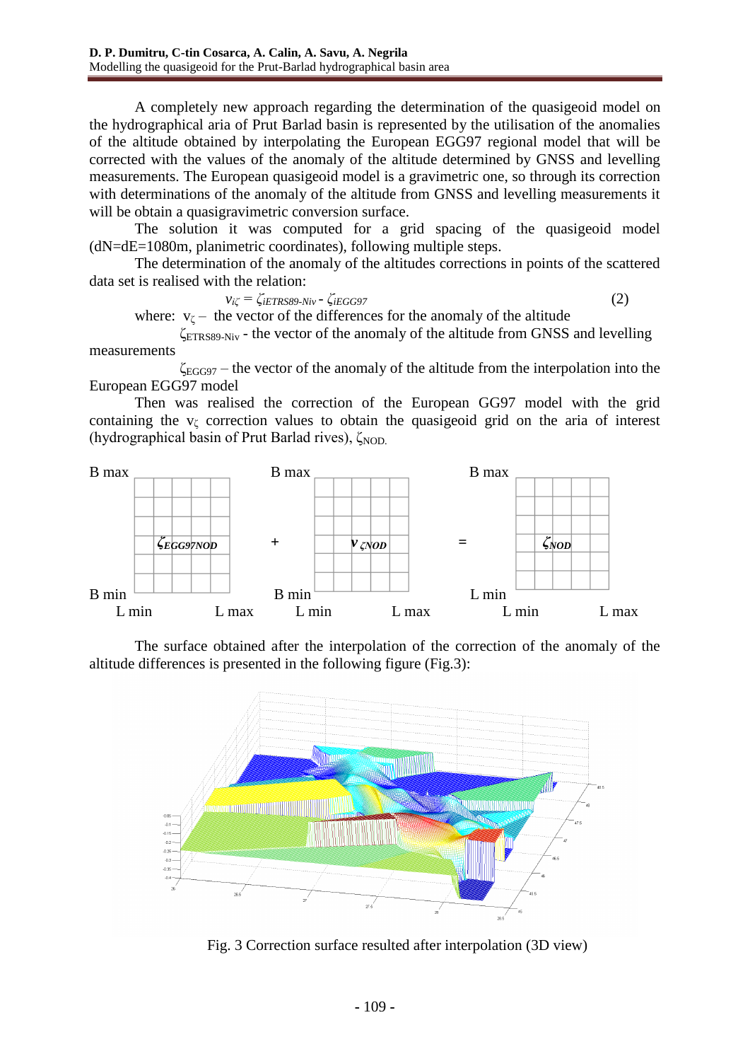A completely new approach regarding the determination of the quasigeoid model on the hydrographical aria of Prut Barlad basin is represented by the utilisation of the anomalies of the altitude obtained by interpolating the European EGG97 regional model that will be corrected with the values of the anomaly of the altitude determined by GNSS and levelling measurements. The European quasigeoid model is a gravimetric one, so through its correction with determinations of the anomaly of the altitude from GNSS and levelling measurements it will be obtain a quasigravimetric conversion surface.

The solution it was computed for a grid spacing of the quasigeoid model (dN=dE=1080m, planimetric coordinates), following multiple steps.

The determination of the anomaly of the altitudes corrections in points of the scattered data set is realised with the relation:

$$v_{i\zeta} = \zeta_{iETRS89\text{-}Niv} - \zeta_{iEGG97} \qquad (2)$$

where: $v_{\zeta}$ – the vector of the differences for the anomaly of the altitude

$\zeta_{ETRS89\text{-}Niv}$ - the vector of the anomaly of the altitude from GNSS and levelling measurements

$\zeta_{EGG97}$ – the vector of the anomaly of the altitude from the interpolation into the European EGG97 model

Then was realised the correction of the European GG97 model with the grid containing the $v_{\zeta}$ correction values to obtain the quasigeoid grid on the aria of interest (hydrographical basin of Prut Barlad rives), $\zeta_{NOD}$.

B max | $\zeta_{EGG97NOD}$ | B min, L min – L max + B max | $v_{\zeta NOD}$ | B min, L min – L max = B max | $\zeta_{NOD}$ | L min, L min – L max

The surface obtained after the interpolation of the correction of the anomaly of the altitude differences is presented in the following figure (Fig.3):

Fig. 3 Correction surface resulted after interpolation (3D view)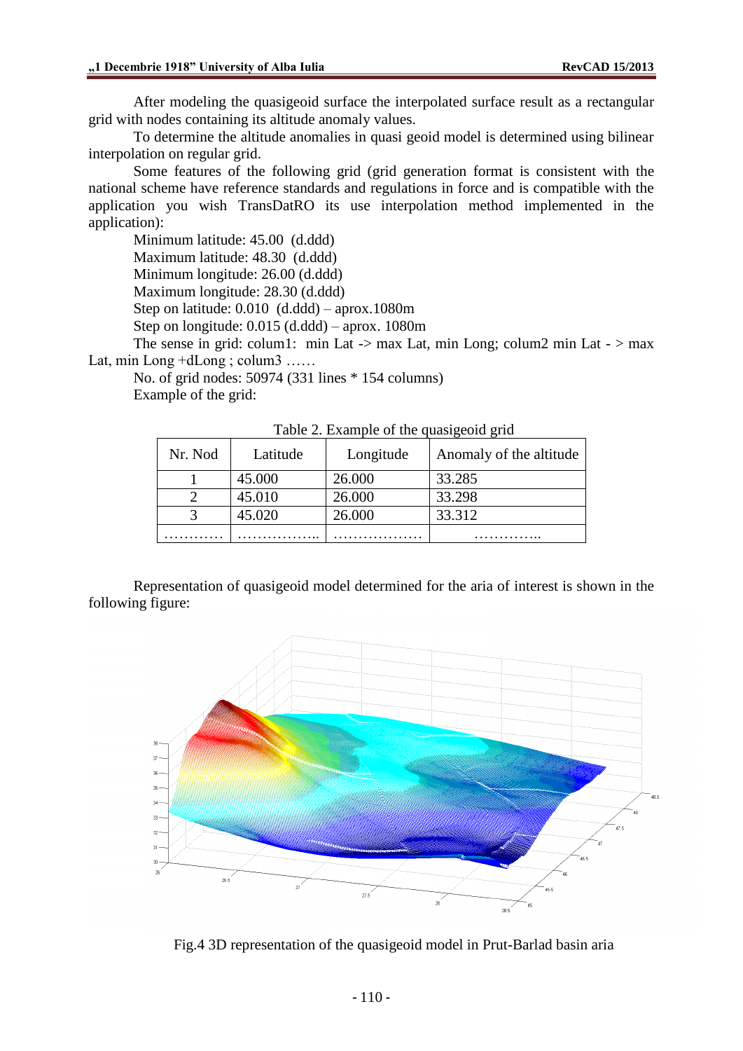After modeling the quasigeoid surface the interpolated surface result as a rectangular grid with nodes containing its altitude anomaly values.

To determine the altitude anomalies in quasi geoid model is determined using bilinear interpolation on regular grid.

Some features of the following grid (grid generation format is consistent with the national scheme have reference standards and regulations in force and is compatible with the application you wish TransDatRO its use interpolation method implemented in the application):

Minimum latitude: 45.00 (d.ddd)
Maximum latitude: 48.30 (d.ddd)
Minimum longitude: 26.00 (d.ddd)
Maximum longitude: 28.30 (d.ddd)
Step on latitude: 0.010 (d.ddd) – aprox.1080m
Step on longitude: 0.015 (d.ddd) – aprox. 1080m

The sense in grid: colum1: min Lat -> max Lat, min Long; colum2 min Lat - > max Lat, min Long +dLong ; colum3 ……

No. of grid nodes: 50974 (331 lines * 154 columns)
Example of the grid:

Table 2. Example of the quasigeoid grid

| Nr. Nod | Latitude | Longitude | Anomaly of the altitude |
|---|---|---|---|
| 1 | 45.000 | 26.000 | 33.285 |
| 2 | 45.010 | 26.000 | 33.298 |
| 3 | 45.020 | 26.000 | 33.312 |
| ………… | …………….. | ……………… | ………….. |

Representation of quasigeoid model determined for the aria of interest is shown in the following figure:

Fig.4 3D representation of the quasigeoid model in Prut-Barlad basin aria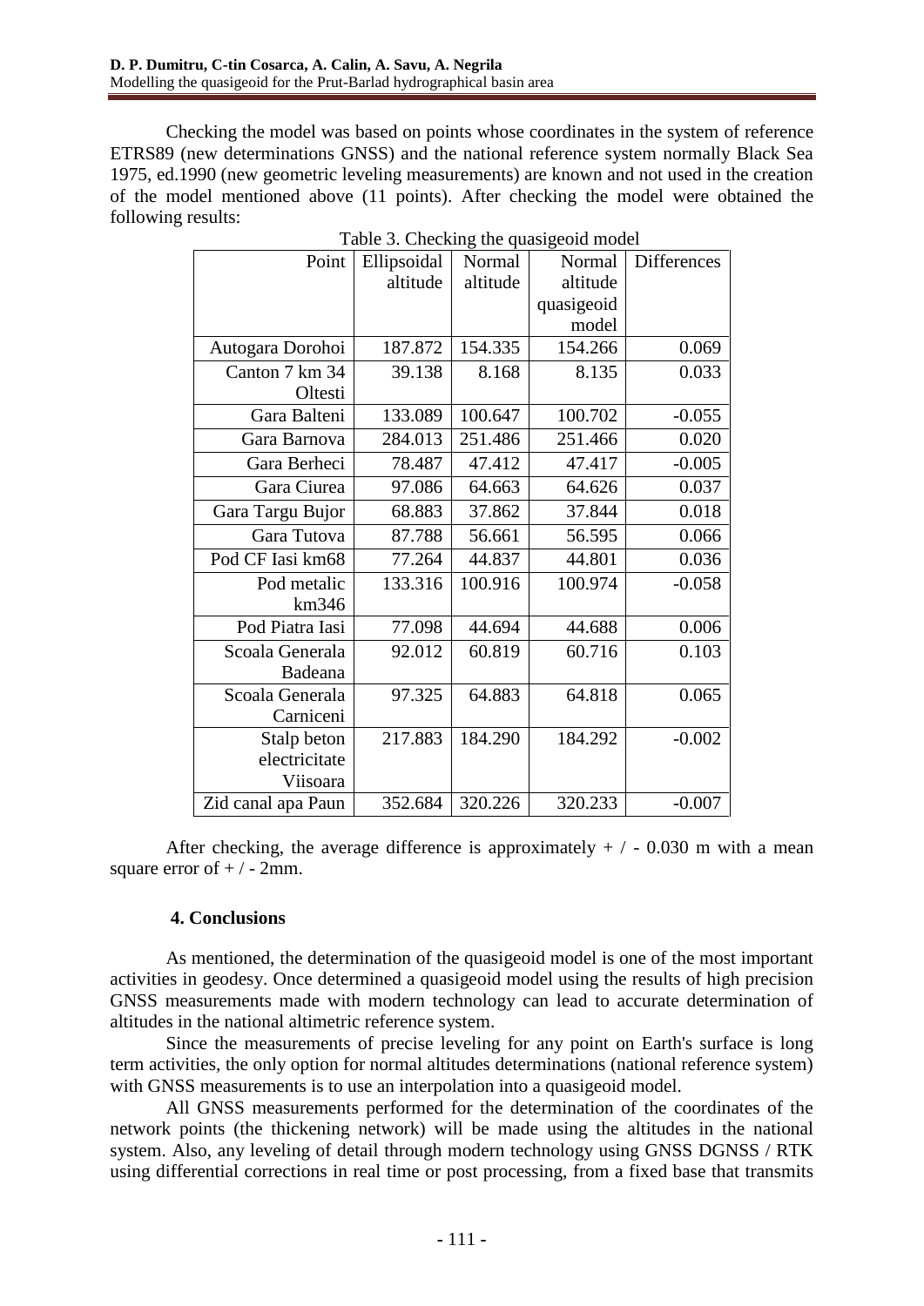Checking the model was based on points whose coordinates in the system of reference ETRS89 (new determinations GNSS) and the national reference system normally Black Sea 1975, ed.1990 (new geometric leveling measurements) are known and not used in the creation of the model mentioned above (11 points). After checking the model were obtained the following results:

Table 3. Checking the quasigeoid model

| Point | Ellipsoidal altitude | Normal altitude | Normal altitude quasigeoid model | Differences |
|---|---|---|---|---|
| Autogara Dorohoi | 187.872 | 154.335 | 154.266 | 0.069 |
| Canton 7 km 34 Oltesti | 39.138 | 8.168 | 8.135 | 0.033 |
| Gara Balteni | 133.089 | 100.647 | 100.702 | -0.055 |
| Gara Barnova | 284.013 | 251.486 | 251.466 | 0.020 |
| Gara Berheci | 78.487 | 47.412 | 47.417 | -0.005 |
| Gara Ciurea | 97.086 | 64.663 | 64.626 | 0.037 |
| Gara Targu Bujor | 68.883 | 37.862 | 37.844 | 0.018 |
| Gara Tutova | 87.788 | 56.661 | 56.595 | 0.066 |
| Pod CF Iasi km68 | 77.264 | 44.837 | 44.801 | 0.036 |
| Pod metalic km346 | 133.316 | 100.916 | 100.974 | -0.058 |
| Pod Piatra Iasi | 77.098 | 44.694 | 44.688 | 0.006 |
| Scoala Generala Badeana | 92.012 | 60.819 | 60.716 | 0.103 |
| Scoala Generala Carniceni | 97.325 | 64.883 | 64.818 | 0.065 |
| Stalp beton electricitate Viisoara | 217.883 | 184.290 | 184.292 | -0.002 |
| Zid canal apa Paun | 352.684 | 320.226 | 320.233 | -0.007 |

After checking, the average difference is approximately + / - 0.030 m with a mean square error of + / - 2mm.

## 4. Conclusions

As mentioned, the determination of the quasigeoid model is one of the most important activities in geodesy. Once determined a quasigeoid model using the results of high precision GNSS measurements made with modern technology can lead to accurate determination of altitudes in the national altimetric reference system.

Since the measurements of precise leveling for any point on Earth's surface is long term activities, the only option for normal altitudes determinations (national reference system) with GNSS measurements is to use an interpolation into a quasigeoid model.

All GNSS measurements performed for the determination of the coordinates of the network points (the thickening network) will be made using the altitudes in the national system. Also, any leveling of detail through modern technology using GNSS DGNSS / RTK using differential corrections in real time or post processing, from a fixed base that transmits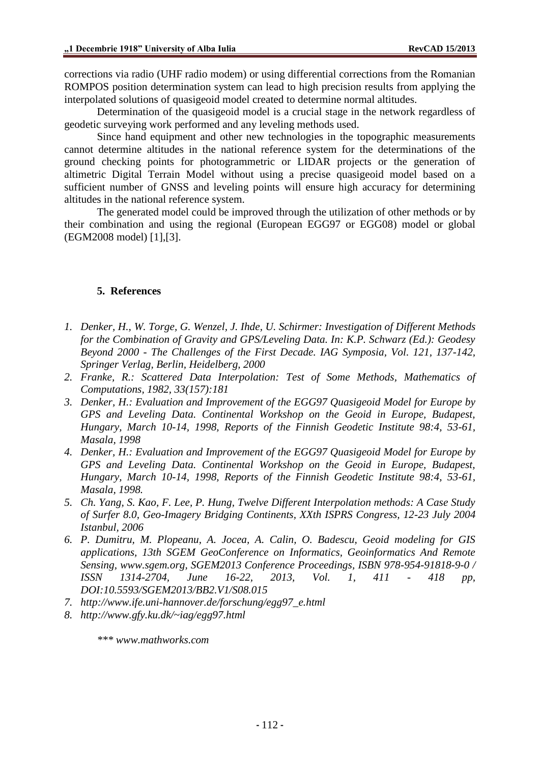corrections via radio (UHF radio modem) or using differential corrections from the Romanian ROMPOS position determination system can lead to high precision results from applying the interpolated solutions of quasigeoid model created to determine normal altitudes.

Determination of the quasigeoid model is a crucial stage in the network regardless of geodetic surveying work performed and any leveling methods used.

Since hand equipment and other new technologies in the topographic measurements cannot determine altitudes in the national reference system for the determinations of the ground checking points for photogrammetric or LIDAR projects or the generation of altimetric Digital Terrain Model without using a precise quasigeoid model based on a sufficient number of GNSS and leveling points will ensure high accuracy for determining altitudes in the national reference system.

The generated model could be improved through the utilization of other methods or by their combination and using the regional (European EGG97 or EGG08) model or global (EGM2008 model) [1],[3].

## 5. References

1. *Denker, H., W. Torge, G. Wenzel, J. Ihde, U. Schirmer: Investigation of Different Methods for the Combination of Gravity and GPS/Leveling Data. In: K.P. Schwarz (Ed.): Geodesy Beyond 2000 - The Challenges of the First Decade. IAG Symposia, Vol. 121, 137-142, Springer Verlag, Berlin, Heidelberg, 2000*
2. *Franke, R.: Scattered Data Interpolation: Test of Some Methods, Mathematics of Computations, 1982, 33(157):181*
3. *Denker, H.: Evaluation and Improvement of the EGG97 Quasigeoid Model for Europe by GPS and Leveling Data. Continental Workshop on the Geoid in Europe, Budapest, Hungary, March 10-14, 1998, Reports of the Finnish Geodetic Institute 98:4, 53-61, Masala, 1998*
4. *Denker, H.: Evaluation and Improvement of the EGG97 Quasigeoid Model for Europe by GPS and Leveling Data. Continental Workshop on the Geoid in Europe, Budapest, Hungary, March 10-14, 1998, Reports of the Finnish Geodetic Institute 98:4, 53-61, Masala, 1998.*
5. *Ch. Yang, S. Kao, F. Lee, P. Hung, Twelve Different Interpolation methods: A Case Study of Surfer 8.0, Geo-Imagery Bridging Continents, XXth ISPRS Congress, 12-23 July 2004 Istanbul, 2006*
6. *P. Dumitru, M. Plopeanu, A. Jocea, A. Calin, O. Badescu, Geoid modeling for GIS applications, 13th SGEM GeoConference on Informatics, Geoinformatics And Remote Sensing, www.sgem.org, SGEM2013 Conference Proceedings, ISBN 978-954-91818-9-0 / ISSN 1314-2704, June 16-22, 2013, Vol. 1, 411 - 418 pp, DOI:10.5593/SGEM2013/BB2.V1/S08.015*
7. *http://www.ife.uni-hannover.de/forschung/egg97_e.html*
8. *http://www.gfy.ku.dk/~iag/egg97.html*

*\*\*\* www.mathworks.com*